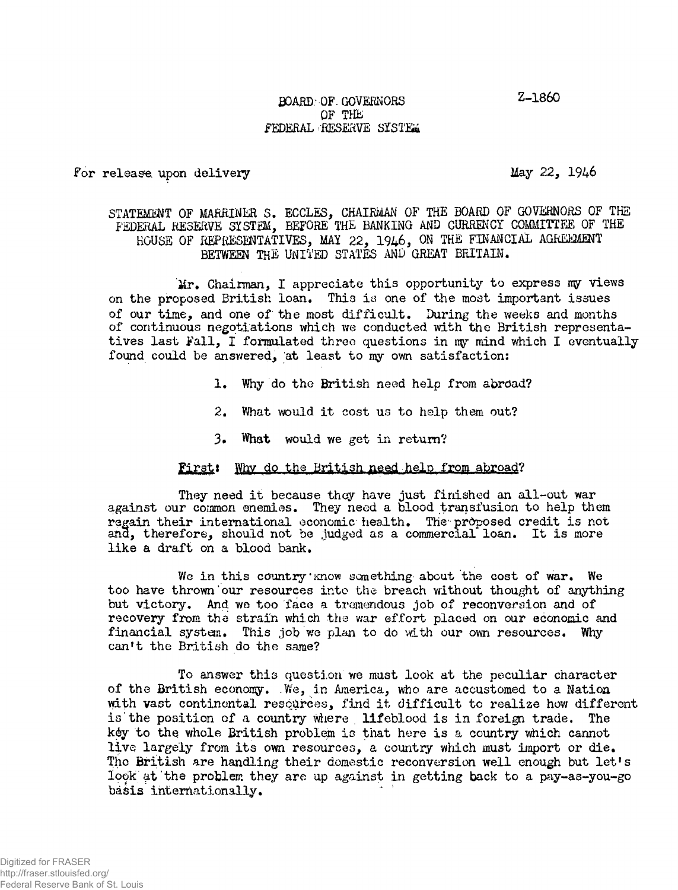BOARD OF GOVERNORS
OF THE
FEDERAL RESERVE SYSTEM

Z-1860

For release upon delivery

May 22, 1946

STATEMENT OF MARRINER S. ECCLES, CHAIRMAN OF THE BOARD OF GOVERNORS OF THE FEDERAL RESERVE SYSTEM, BEFORE THE BANKING AND CURRENCY COMMITTEE OF THE HOUSE OF REPRESENTATIVES, MAY 22, 1946, ON THE FINANCIAL AGREEMENT BETWEEN THE UNITED STATES AND GREAT BRITAIN.

Mr. Chairman, I appreciate this opportunity to express my views on the proposed British loan. This is one of the most important issues of our time, and one of the most difficult. During the weeks and months of continuous negotiations which we conducted with the British representatives last Fall, I formulated three questions in my mind which I eventually found could be answered, at least to my own satisfaction:

1. Why do the British need help from abroad?
2. What would it cost us to help them out?
3. What would we get in return?

**First: Why do the British need help from abroad?**

They need it because they have just finished an all-out war against our common enemies. They need a blood transfusion to help them regain their international economic health. The proposed credit is not and, therefore, should not be judged as a commercial loan. It is more like a draft on a blood bank.

We in this country know something about the cost of war. We too have thrown our resources into the breach without thought of anything but victory. And we too face a tremendous job of reconversion and of recovery from the strain which the war effort placed on our economic and financial system. This job we plan to do with our own resources. Why can't the British do the same?

To answer this question we must look at the peculiar character of the British economy. We, in America, who are accustomed to a Nation with vast continental resources, find it difficult to realize how different is the position of a country where lifeblood is in foreign trade. The key to the whole British problem is that here is a country which cannot live largely from its own resources, a country which must import or die. The British are handling their domestic reconversion well enough but let's look at the problem they are up against in getting back to a pay-as-you-go basis internationally.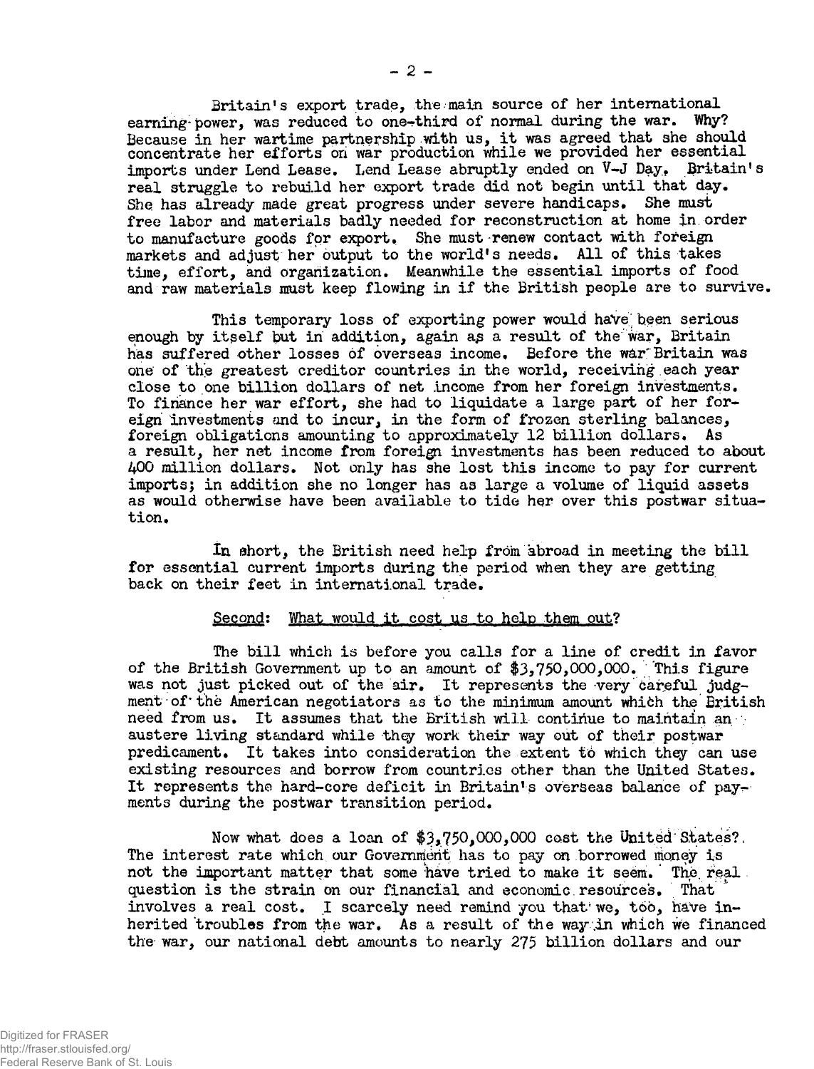Britain's export trade, the main source of her international earning power, was reduced to one-third of normal during the war. Why? Because in her wartime partnership with us, it was agreed that she should concentrate her efforts on war production while we provided her essential imports under Lend Lease. Lend Lease abruptly ended on V-J Day. Britain's real struggle to rebuild her export trade did not begin until that day. She has already made great progress under severe handicaps. She must free labor and materials badly needed for reconstruction at home in order to manufacture goods for export. She must renew contact with foreign markets and adjust her output to the world's needs. All of this takes time, effort, and organization. Meanwhile the essential imports of food and raw materials must keep flowing in if the British people are to survive.

This temporary loss of exporting power would have been serious enough by itself but in addition, again as a result of the war, Britain has suffered other losses of overseas income. Before the war Britain was one of the greatest creditor countries in the world, receiving each year close to one billion dollars of net income from her foreign investments. To finance her war effort, she had to liquidate a large part of her foreign investments and to incur, in the form of frozen sterling balances, foreign obligations amounting to approximately 12 billion dollars. As a result, her net income from foreign investments has been reduced to about 400 million dollars. Not only has she lost this income to pay for current imports; in addition she no longer has as large a volume of liquid assets as would otherwise have been available to tide her over this postwar situation.

In short, the British need help from abroad in meeting the bill for essential current imports during the period when they are getting back on their feet in international trade.

<u>Second: What would it cost us to help them out?</u>

The bill which is before you calls for a line of credit in favor of the British Government up to an amount of $3,750,000,000. This figure was not just picked out of the air. It represents the very careful judgment of the American negotiators as to the minimum amount which the British need from us. It assumes that the British will continue to maintain an austere living standard while they work their way out of their postwar predicament. It takes into consideration the extent to which they can use existing resources and borrow from countries other than the United States. It represents the hard-core deficit in Britain's overseas balance of payments during the postwar transition period.

Now what does a loan of $3,750,000,000 cost the United States? The interest rate which our Government has to pay on borrowed money is not the important matter that some have tried to make it seem. The real question is the strain on our financial and economic resources. That involves a real cost. I scarcely need remind you that we, too, have inherited troubles from the war. As a result of the way in which we financed the war, our national debt amounts to nearly 275 billion dollars and our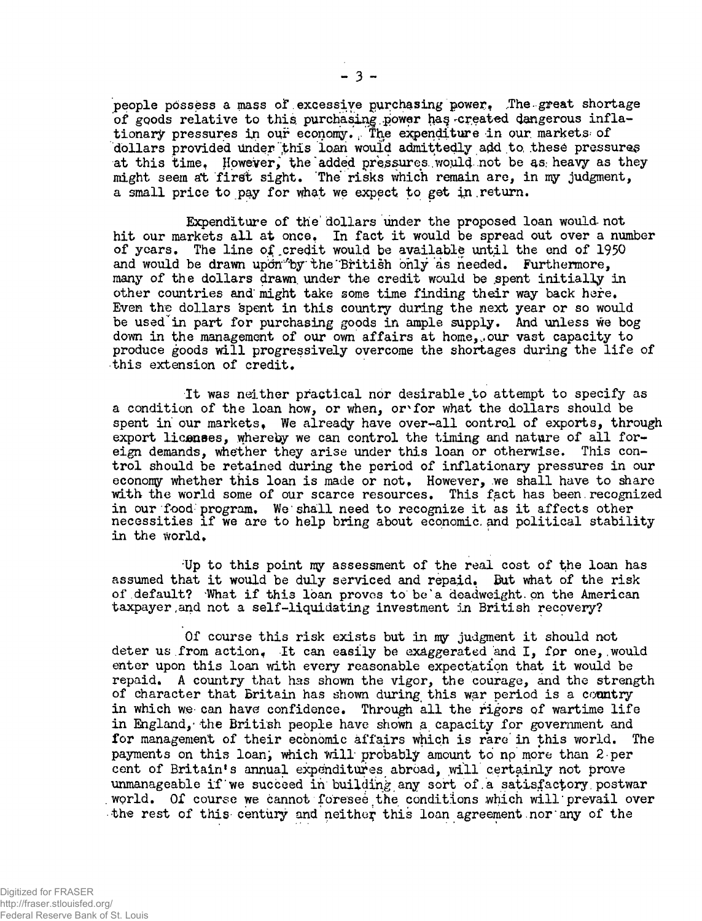people possess a mass of excessive purchasing power. The great shortage of goods relative to this purchasing power has created dangerous inflationary pressures in our economy. The expenditure in our markets of dollars provided under this loan would admittedly add to these pressures at this time. However, the added pressures would not be as heavy as they might seem at first sight. The risks which remain are, in my judgment, a small price to pay for what we expect to get in return.

Expenditure of the dollars under the proposed loan would not hit our markets all at once. In fact it would be spread out over a number of years. The line of credit would be available until the end of 1950 and would be drawn upon by the British only as needed. Furthermore, many of the dollars drawn under the credit would be spent initially in other countries and might take some time finding their way back here. Even the dollars spent in this country during the next year or so would be used in part for purchasing goods in ample supply. And unless we bog down in the management of our own affairs at home, our vast capacity to produce goods will progressively overcome the shortages during the life of this extension of credit.

It was neither practical nor desirable to attempt to specify as a condition of the loan how, or when, or for what the dollars should be spent in our markets. We already have over-all control of exports, through export licenses, whereby we can control the timing and nature of all foreign demands, whether they arise under this loan or otherwise. This control should be retained during the period of inflationary pressures in our economy whether this loan is made or not. However, we shall have to share with the world some of our scarce resources. This fact has been recognized in our food program. We shall need to recognize it as it affects other necessities if we are to help bring about economic and political stability in the world.

Up to this point my assessment of the real cost of the loan has assumed that it would be duly serviced and repaid. But what of the risk of default? What if this loan proves to be a deadweight on the American taxpayer and not a self-liquidating investment in British recovery?

Of course this risk exists but in my judgment it should not deter us from action. It can easily be exaggerated and I, for one, would enter upon this loan with every reasonable expectation that it would be repaid. A country that has shown the vigor, the courage, and the strength of character that Britain has shown during this war period is a country in which we can have confidence. Through all the rigors of wartime life in England, the British people have shown a capacity for government and for management of their economic affairs which is rare in this world. The payments on this loan, which will probably amount to no more than 2 per cent of Britain's annual expenditures abroad, will certainly not prove unmanageable if we succeed in building any sort of a satisfactory postwar world. Of course we cannot foresee the conditions which will prevail over the rest of this century and neither this loan agreement nor any of the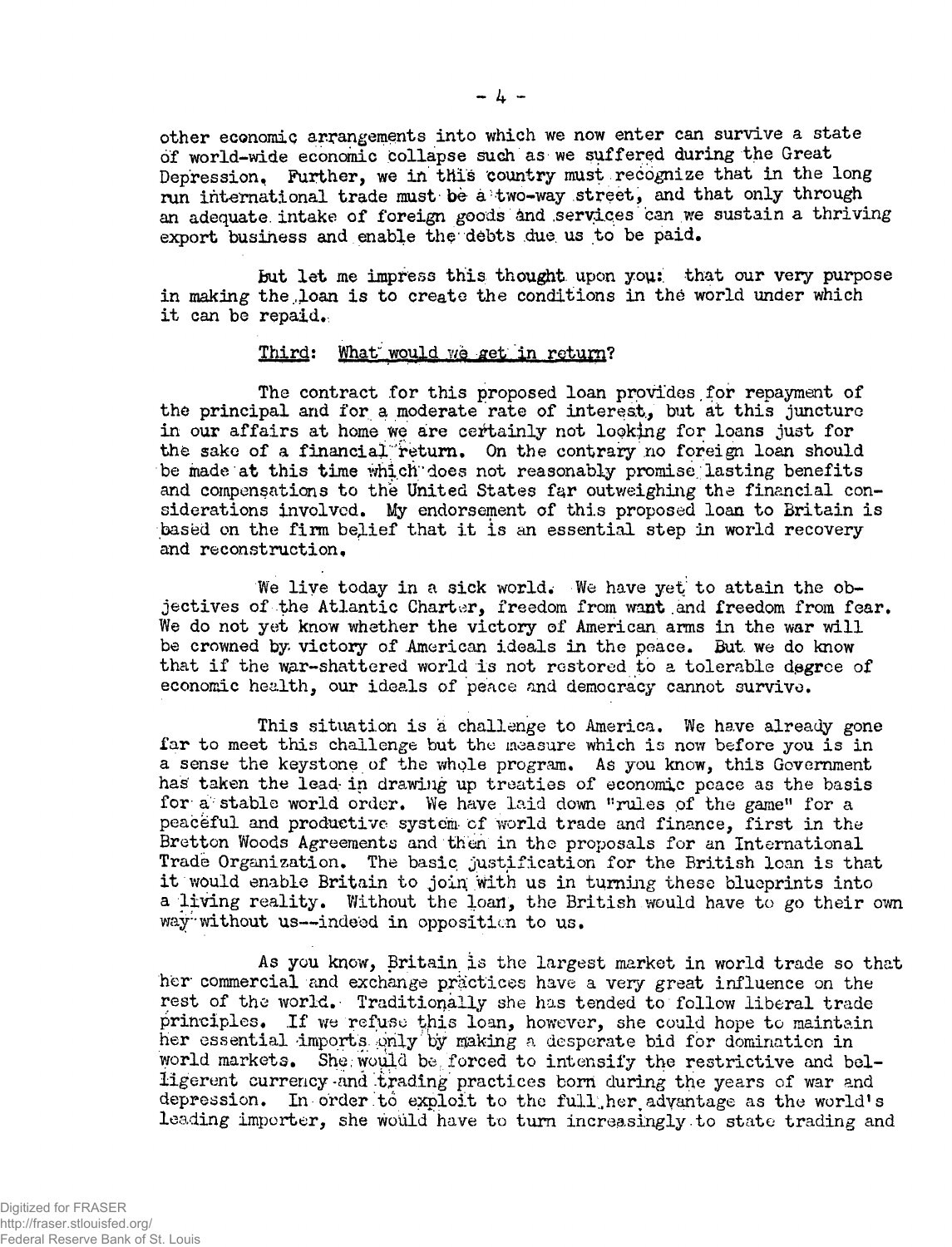other economic arrangements into which we now enter can survive a state of world-wide economic collapse such as we suffered during the Great Depression. Further, we in this country must recognize that in the long run international trade must be a two-way street, and that only through an adequate intake of foreign goods and services can we sustain a thriving export business and enable the debts due us to be paid.

But let me impress this thought upon you: that our very purpose in making the loan is to create the conditions in the world under which it can be repaid.

Third: <u>What would we get in return?</u>

The contract for this proposed loan provides for repayment of the principal and for a moderate rate of interest, but at this juncture in our affairs at home we are certainly not looking for loans just for the sake of a financial return. On the contrary no foreign loan should be made at this time which does not reasonably promise lasting benefits and compensations to the United States far outweighing the financial considerations involved. My endorsement of this proposed loan to Britain is based on the firm belief that it is an essential step in world recovery and reconstruction.

We live today in a sick world. We have yet to attain the objectives of the Atlantic Charter, freedom from want and freedom from fear. We do not yet know whether the victory of American arms in the war will be crowned by victory of American ideals in the peace. But we do know that if the war-shattered world is not restored to a tolerable degree of economic health, our ideals of peace and democracy cannot survive.

This situation is a challenge to America. We have already gone far to meet this challenge but the measure which is now before you is in a sense the keystone of the whole program. As you know, this Government has taken the lead in drawing up treaties of economic peace as the basis for a stable world order. We have laid down "rules of the game" for a peaceful and productive system of world trade and finance, first in the Bretton Woods Agreements and then in the proposals for an International Trade Organization. The basic justification for the British loan is that it would enable Britain to join with us in turning these blueprints into a living reality. Without the loan, the British would have to go their own way without us--indeed in opposition to us.

As you know, Britain is the largest market in world trade so that her commercial and exchange practices have a very great influence on the rest of the world. Traditionally she has tended to follow liberal trade principles. If we refuse this loan, however, she could hope to maintain her essential imports only by making a desperate bid for domination in world markets. She would be forced to intensify the restrictive and belligerent currency and trading practices born during the years of war and depression. In order to exploit to the full her advantage as the world's leading importer, she would have to turn increasingly to state trading and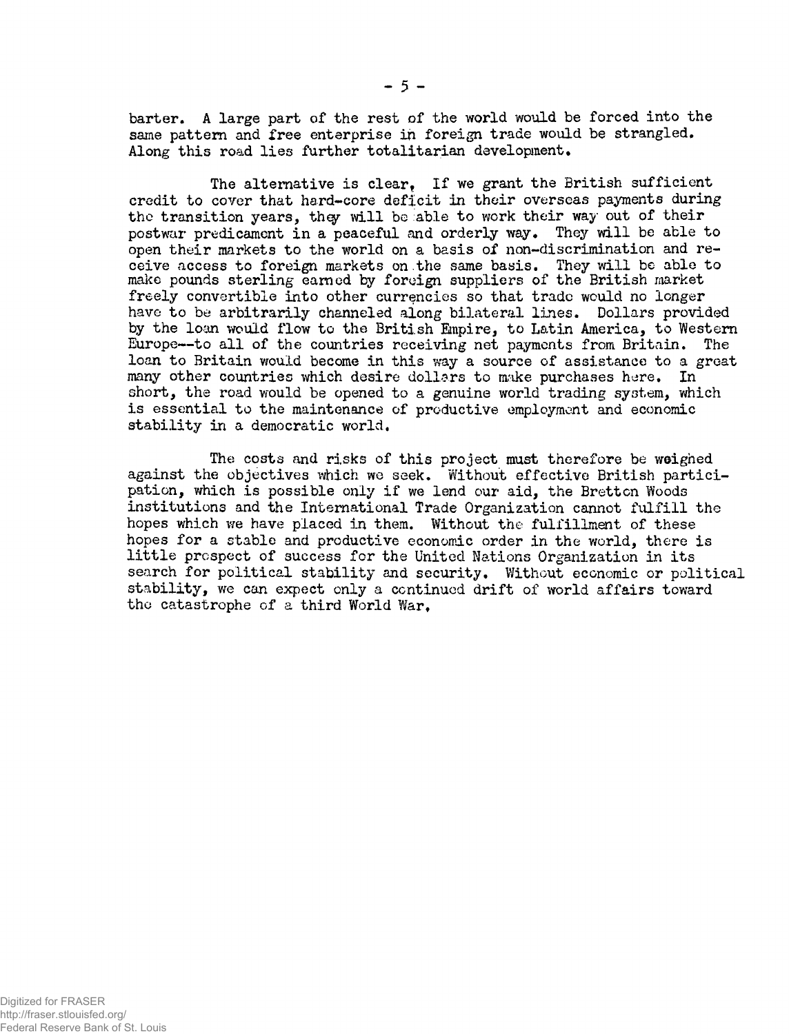barter. A large part of the rest of the world would be forced into the same pattern and free enterprise in foreign trade would be strangled. Along this road lies further totalitarian development.

The alternative is clear. If we grant the British sufficient credit to cover that hard-core deficit in their overseas payments during the transition years, they will be able to work their way out of their postwar predicament in a peaceful and orderly way. They will be able to open their markets to the world on a basis of non-discrimination and receive access to foreign markets on the same basis. They will be able to make pounds sterling earned by foreign suppliers of the British market freely convertible into other currencies so that trade would no longer have to be arbitrarily channeled along bilateral lines. Dollars provided by the loan would flow to the British Empire, to Latin America, to Western Europe--to all of the countries receiving net payments from Britain. The loan to Britain would become in this way a source of assistance to a great many other countries which desire dollars to make purchases here. In short, the road would be opened to a genuine world trading system, which is essential to the maintenance of productive employment and economic stability in a democratic world.

The costs and risks of this project must therefore be weighed against the objectives which we seek. Without effective British participation, which is possible only if we lend our aid, the Bretton Woods institutions and the International Trade Organization cannot fulfill the hopes which we have placed in them. Without the fulfillment of these hopes for a stable and productive economic order in the world, there is little prospect of success for the United Nations Organization in its search for political stability and security. Without economic or political stability, we can expect only a continued drift of world affairs toward the catastrophe of a third World War.